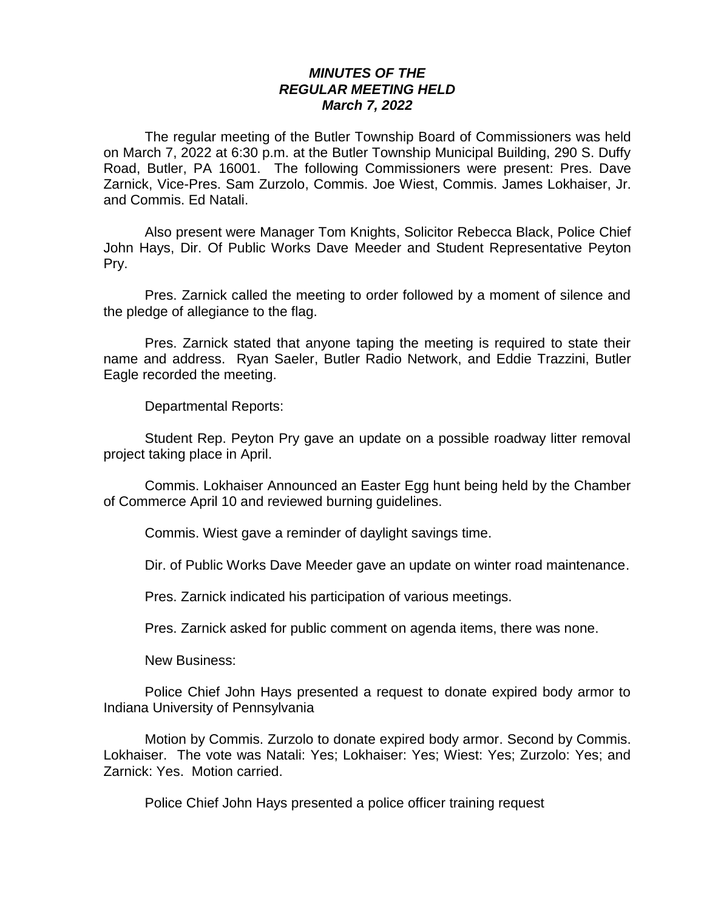***MINUTES OF THE***
***REGULAR MEETING HELD***
***March 7, 2022***

The regular meeting of the Butler Township Board of Commissioners was held on March 7, 2022 at 6:30 p.m. at the Butler Township Municipal Building, 290 S. Duffy Road, Butler, PA 16001. The following Commissioners were present: Pres. Dave Zarnick, Vice-Pres. Sam Zurzolo, Commis. Joe Wiest, Commis. James Lokhaiser, Jr. and Commis. Ed Natali.

Also present were Manager Tom Knights, Solicitor Rebecca Black, Police Chief John Hays, Dir. Of Public Works Dave Meeder and Student Representative Peyton Pry.

Pres. Zarnick called the meeting to order followed by a moment of silence and the pledge of allegiance to the flag.

Pres. Zarnick stated that anyone taping the meeting is required to state their name and address. Ryan Saeler, Butler Radio Network, and Eddie Trazzini, Butler Eagle recorded the meeting.

Departmental Reports:

Student Rep. Peyton Pry gave an update on a possible roadway litter removal project taking place in April.

Commis. Lokhaiser Announced an Easter Egg hunt being held by the Chamber of Commerce April 10 and reviewed burning guidelines.

Commis. Wiest gave a reminder of daylight savings time.

Dir. of Public Works Dave Meeder gave an update on winter road maintenance.

Pres. Zarnick indicated his participation of various meetings.

Pres. Zarnick asked for public comment on agenda items, there was none.

New Business:

Police Chief John Hays presented a request to donate expired body armor to Indiana University of Pennsylvania

Motion by Commis. Zurzolo to donate expired body armor. Second by Commis. Lokhaiser. The vote was Natali: Yes; Lokhaiser: Yes; Wiest: Yes; Zurzolo: Yes; and Zarnick: Yes. Motion carried.

Police Chief John Hays presented a police officer training request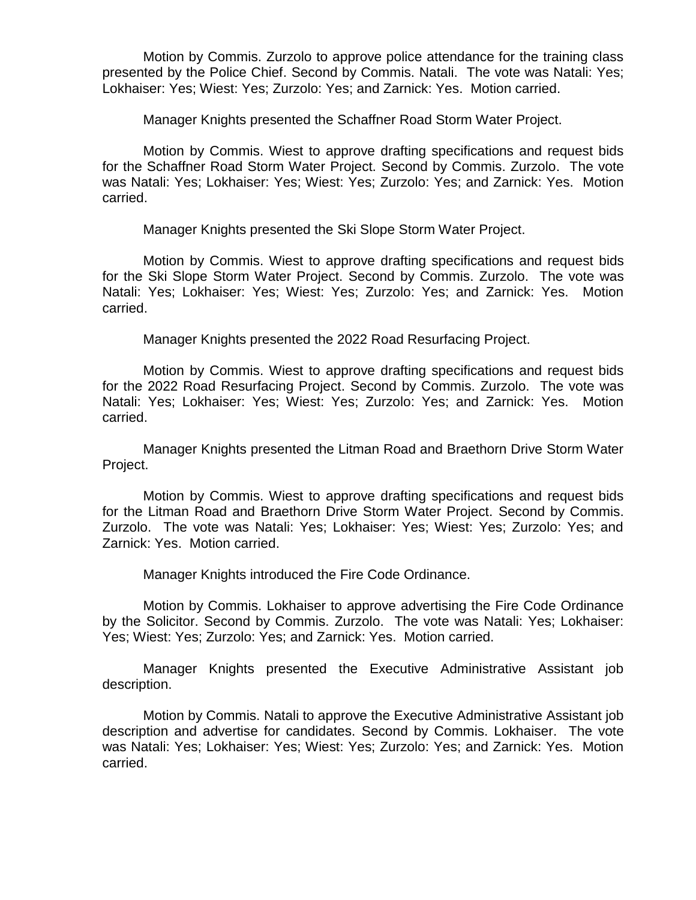Motion by Commis. Zurzolo to approve police attendance for the training class presented by the Police Chief. Second by Commis. Natali. The vote was Natali: Yes; Lokhaiser: Yes; Wiest: Yes; Zurzolo: Yes; and Zarnick: Yes. Motion carried.

Manager Knights presented the Schaffner Road Storm Water Project.

Motion by Commis. Wiest to approve drafting specifications and request bids for the Schaffner Road Storm Water Project. Second by Commis. Zurzolo. The vote was Natali: Yes; Lokhaiser: Yes; Wiest: Yes; Zurzolo: Yes; and Zarnick: Yes. Motion carried.

Manager Knights presented the Ski Slope Storm Water Project.

Motion by Commis. Wiest to approve drafting specifications and request bids for the Ski Slope Storm Water Project. Second by Commis. Zurzolo. The vote was Natali: Yes; Lokhaiser: Yes; Wiest: Yes; Zurzolo: Yes; and Zarnick: Yes. Motion carried.

Manager Knights presented the 2022 Road Resurfacing Project.

Motion by Commis. Wiest to approve drafting specifications and request bids for the 2022 Road Resurfacing Project. Second by Commis. Zurzolo. The vote was Natali: Yes; Lokhaiser: Yes; Wiest: Yes; Zurzolo: Yes; and Zarnick: Yes. Motion carried.

Manager Knights presented the Litman Road and Braethorn Drive Storm Water Project.

Motion by Commis. Wiest to approve drafting specifications and request bids for the Litman Road and Braethorn Drive Storm Water Project. Second by Commis. Zurzolo. The vote was Natali: Yes; Lokhaiser: Yes; Wiest: Yes; Zurzolo: Yes; and Zarnick: Yes. Motion carried.

Manager Knights introduced the Fire Code Ordinance.

Motion by Commis. Lokhaiser to approve advertising the Fire Code Ordinance by the Solicitor. Second by Commis. Zurzolo. The vote was Natali: Yes; Lokhaiser: Yes; Wiest: Yes; Zurzolo: Yes; and Zarnick: Yes. Motion carried.

Manager Knights presented the Executive Administrative Assistant job description.

Motion by Commis. Natali to approve the Executive Administrative Assistant job description and advertise for candidates. Second by Commis. Lokhaiser. The vote was Natali: Yes; Lokhaiser: Yes; Wiest: Yes; Zurzolo: Yes; and Zarnick: Yes. Motion carried.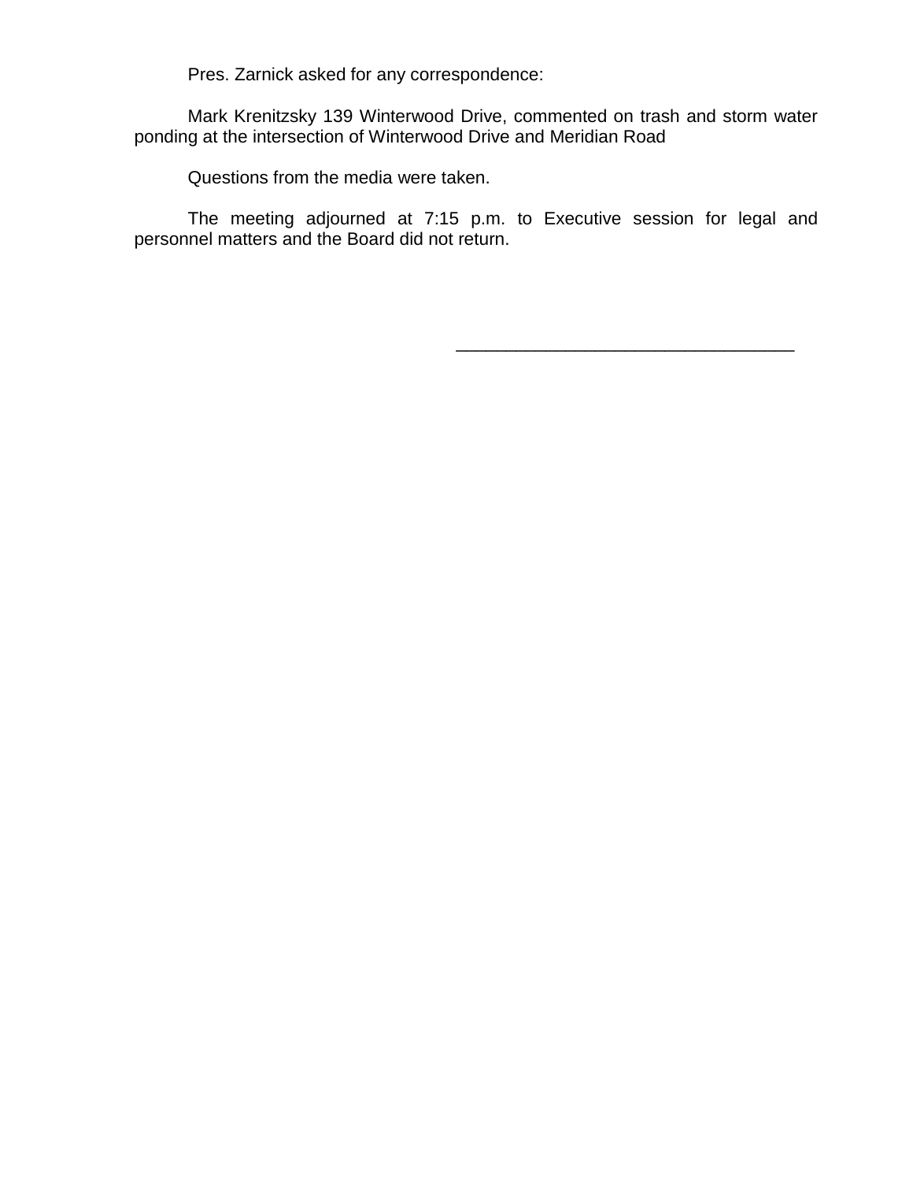Pres. Zarnick asked for any correspondence:

Mark Krenitzsky 139 Winterwood Drive, commented on trash and storm water ponding at the intersection of Winterwood Drive and Meridian Road

Questions from the media were taken.

The meeting adjourned at 7:15 p.m. to Executive session for legal and personnel matters and the Board did not return.

\_\_\_\_\_\_\_\_\_\_\_\_\_\_\_\_\_\_\_\_\_\_\_\_\_\_\_\_\_\_\_\_\_\_\_\_